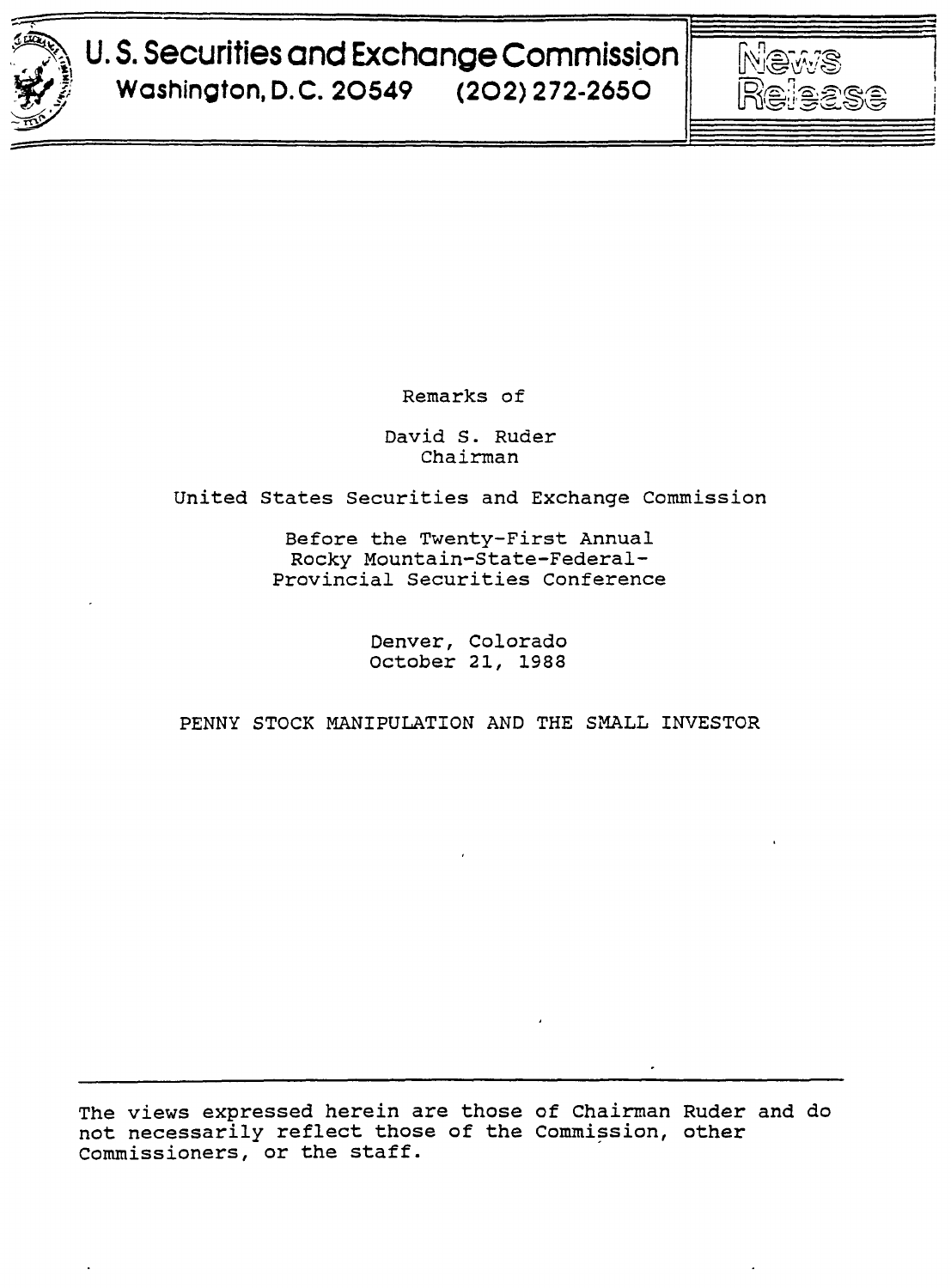**U. S. Securities and Exchange Commission**
**Washington, D.C. 20549 (202) 272-2650**

**News Release**

Remarks of

David S. Ruder
Chairman

United States Securities and Exchange Commission

Before the Twenty-First Annual
Rocky Mountain-State-Federal-
Provincial Securities Conference

Denver, Colorado
October 21, 1988

PENNY STOCK MANIPULATION AND THE SMALL INVESTOR

---

The views expressed herein are those of Chairman Ruder and do not necessarily reflect those of the Commission, other Commissioners, or the staff.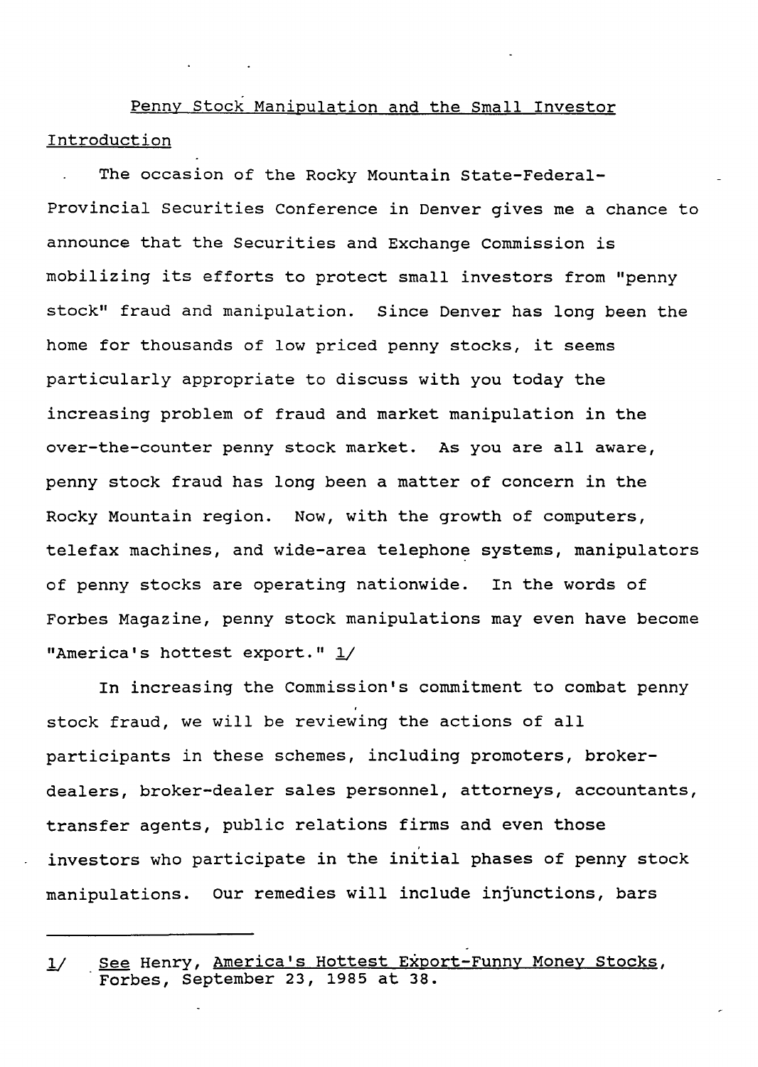## Penny Stock Manipulation and the Small Investor

### Introduction

The occasion of the Rocky Mountain State-Federal-Provincial Securities Conference in Denver gives me a chance to announce that the Securities and Exchange Commission is mobilizing its efforts to protect small investors from "penny stock" fraud and manipulation. Since Denver has long been the home for thousands of low priced penny stocks, it seems particularly appropriate to discuss with you today the increasing problem of fraud and market manipulation in the over-the-counter penny stock market. As you are all aware, penny stock fraud has long been a matter of concern in the Rocky Mountain region. Now, with the growth of computers, telefax machines, and wide-area telephone systems, manipulators of penny stocks are operating nationwide. In the words of Forbes Magazine, penny stock manipulations may even have become "America's hottest export." 1/

In increasing the Commission's commitment to combat penny stock fraud, we will be reviewing the actions of all participants in these schemes, including promoters, broker-dealers, broker-dealer sales personnel, attorneys, accountants, transfer agents, public relations firms and even those investors who participate in the initial phases of penny stock manipulations. Our remedies will include injunctions, bars

---

1/ *See* Henry, *America's Hottest Export-Funny Money Stocks*, Forbes, September 23, 1985 at 38.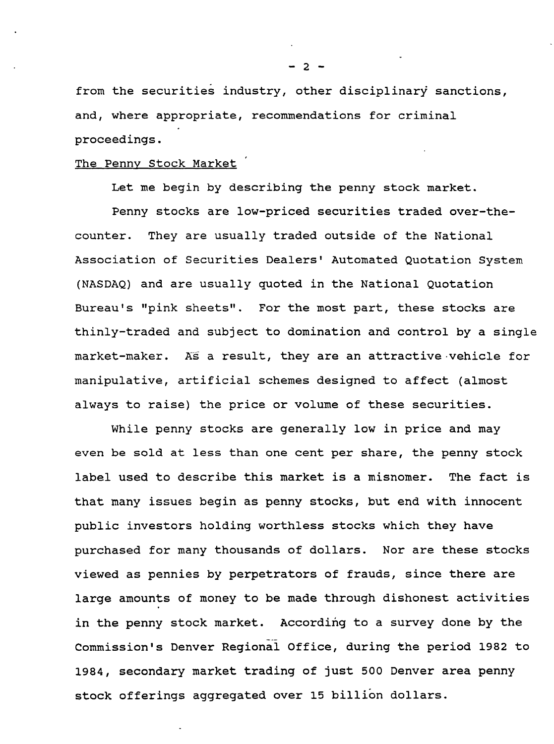from the securities industry, other disciplinary sanctions, and, where appropriate, recommendations for criminal proceedings.

## The Penny Stock Market

Let me begin by describing the penny stock market.

Penny stocks are low-priced securities traded over-the-counter. They are usually traded outside of the National Association of Securities Dealers' Automated Quotation System (NASDAQ) and are usually quoted in the National Quotation Bureau's "pink sheets". For the most part, these stocks are thinly-traded and subject to domination and control by a single market-maker. As a result, they are an attractive vehicle for manipulative, artificial schemes designed to affect (almost always to raise) the price or volume of these securities.

While penny stocks are generally low in price and may even be sold at less than one cent per share, the penny stock label used to describe this market is a misnomer. The fact is that many issues begin as penny stocks, but end with innocent public investors holding worthless stocks which they have purchased for many thousands of dollars. Nor are these stocks viewed as pennies by perpetrators of frauds, since there are large amounts of money to be made through dishonest activities in the penny stock market. According to a survey done by the Commission's Denver Regional Office, during the period 1982 to 1984, secondary market trading of just 500 Denver area penny stock offerings aggregated over 15 billion dollars.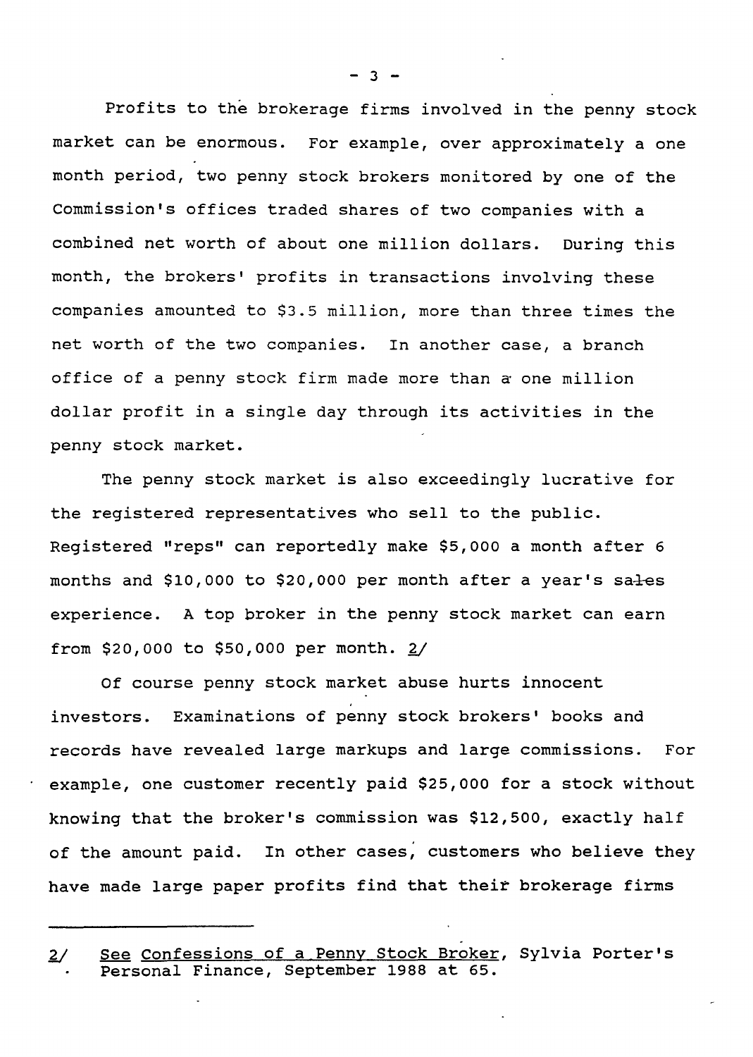Profits to the brokerage firms involved in the penny stock market can be enormous. For example, over approximately a one month period, two penny stock brokers monitored by one of the Commission's offices traded shares of two companies with a combined net worth of about one million dollars. During this month, the brokers' profits in transactions involving these companies amounted to $3.5 million, more than three times the net worth of the two companies. In another case, a branch office of a penny stock firm made more than a one million dollar profit in a single day through its activities in the penny stock market.

The penny stock market is also exceedingly lucrative for the registered representatives who sell to the public. Registered "reps" can reportedly make $5,000 a month after 6 months and $10,000 to $20,000 per month after a year's sales experience. A top broker in the penny stock market can earn from $20,000 to $50,000 per month. 2/

Of course penny stock market abuse hurts innocent investors. Examinations of penny stock brokers' books and records have revealed large markups and large commissions. For example, one customer recently paid $25,000 for a stock without knowing that the broker's commission was $12,500, exactly half of the amount paid. In other cases, customers who believe they have made large paper profits find that their brokerage firms

---

2/ See Confessions of a Penny Stock Broker, Sylvia Porter's Personal Finance, September 1988 at 65.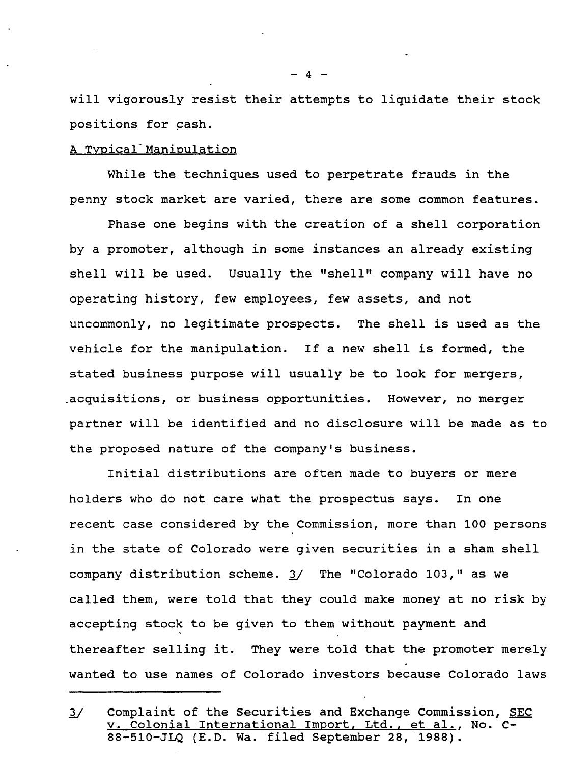will vigorously resist their attempts to liquidate their stock positions for cash.

A Typical Manipulation

While the techniques used to perpetrate frauds in the penny stock market are varied, there are some common features.

Phase one begins with the creation of a shell corporation by a promoter, although in some instances an already existing shell will be used. Usually the "shell" company will have no operating history, few employees, few assets, and not uncommonly, no legitimate prospects. The shell is used as the vehicle for the manipulation. If a new shell is formed, the stated business purpose will usually be to look for mergers, acquisitions, or business opportunities. However, no merger partner will be identified and no disclosure will be made as to the proposed nature of the company's business.

Initial distributions are often made to buyers or mere holders who do not care what the prospectus says. In one recent case considered by the Commission, more than 100 persons in the state of Colorado were given securities in a sham shell company distribution scheme. 3/ The "Colorado 103," as we called them, were told that they could make money at no risk by accepting stock to be given to them without payment and thereafter selling it. They were told that the promoter merely wanted to use names of Colorado investors because Colorado laws

---

3/ Complaint of the Securities and Exchange Commission, SEC v. Colonial International Import, Ltd., et al., No. C-88-510-JLQ (E.D. Wa. filed September 28, 1988).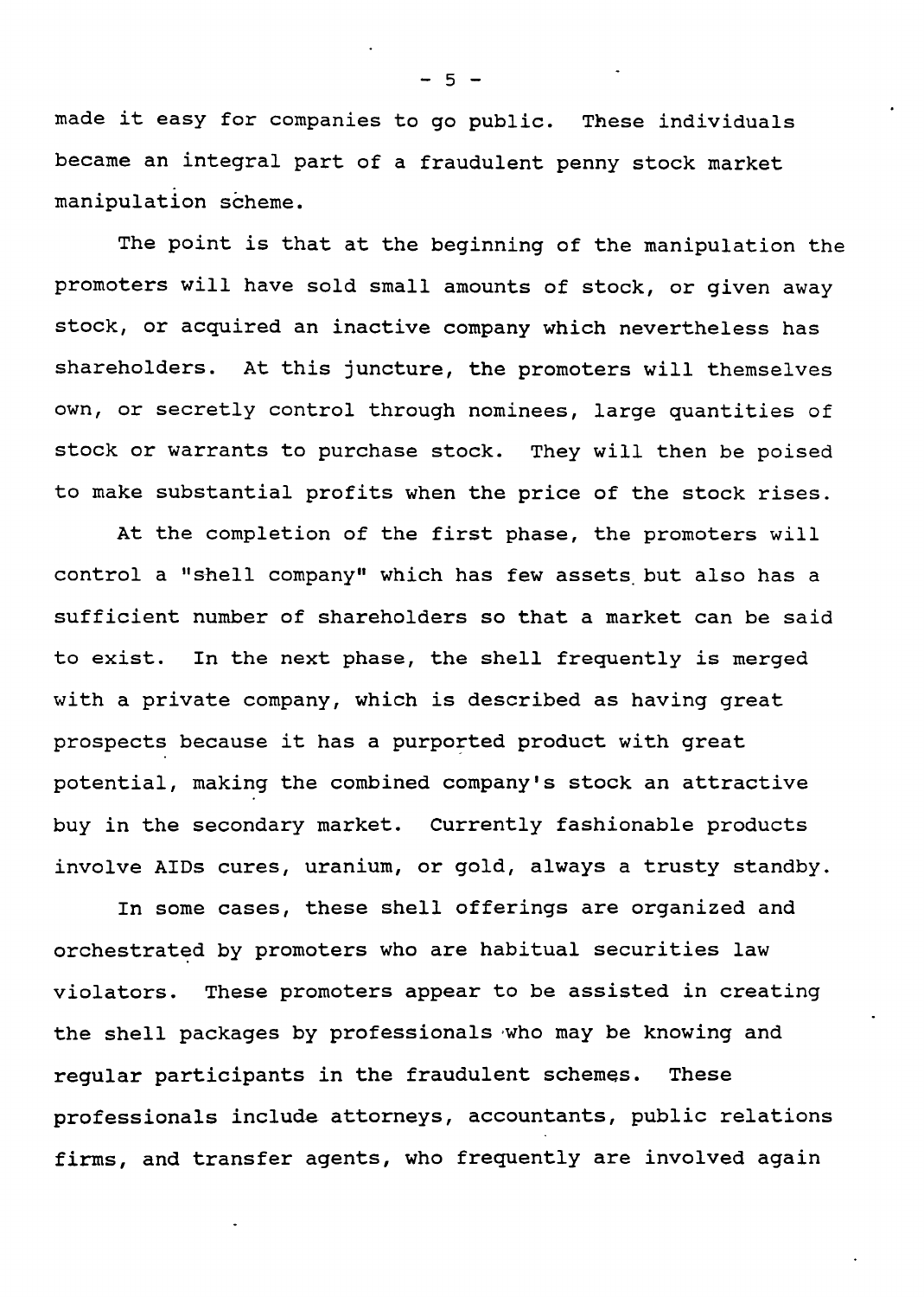made it easy for companies to go public. These individuals became an integral part of a fraudulent penny stock market manipulation scheme.

The point is that at the beginning of the manipulation the promoters will have sold small amounts of stock, or given away stock, or acquired an inactive company which nevertheless has shareholders. At this juncture, the promoters will themselves own, or secretly control through nominees, large quantities of stock or warrants to purchase stock. They will then be poised to make substantial profits when the price of the stock rises.

At the completion of the first phase, the promoters will control a "shell company" which has few assets but also has a sufficient number of shareholders so that a market can be said to exist. In the next phase, the shell frequently is merged with a private company, which is described as having great prospects because it has a purported product with great potential, making the combined company's stock an attractive buy in the secondary market. Currently fashionable products involve AIDs cures, uranium, or gold, always a trusty standby.

In some cases, these shell offerings are organized and orchestrated by promoters who are habitual securities law violators. These promoters appear to be assisted in creating the shell packages by professionals who may be knowing and regular participants in the fraudulent schemes. These professionals include attorneys, accountants, public relations firms, and transfer agents, who frequently are involved again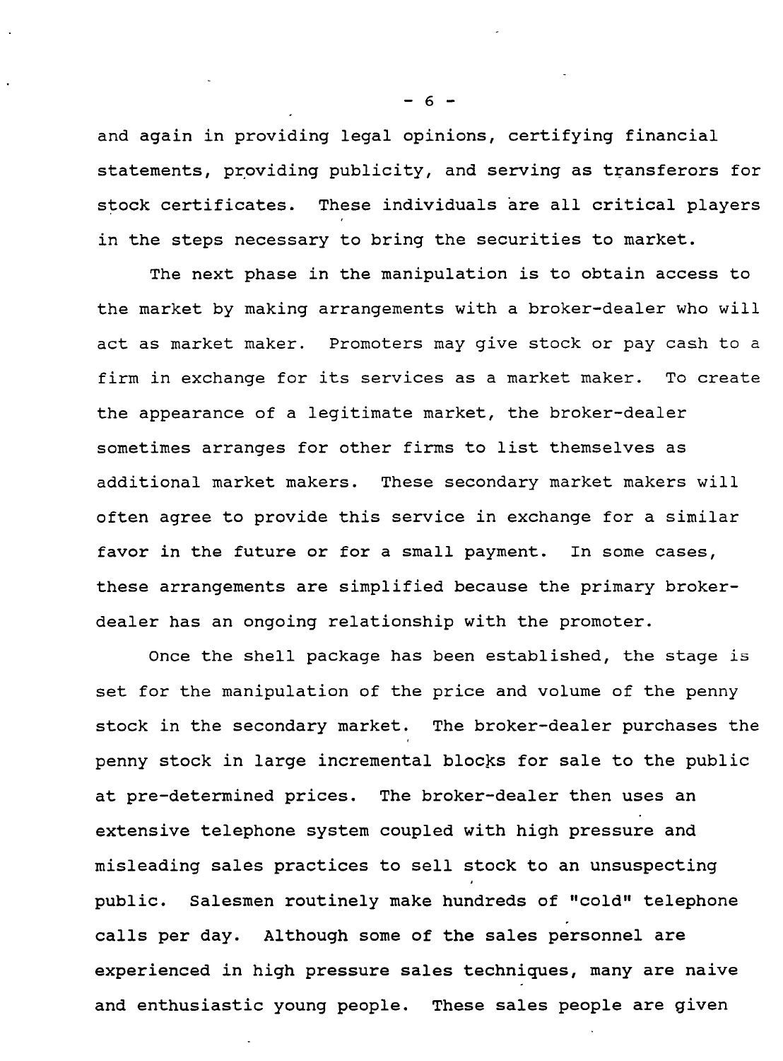and again in providing legal opinions, certifying financial statements, providing publicity, and serving as transferors for stock certificates. These individuals are all critical players in the steps necessary to bring the securities to market.

The next phase in the manipulation is to obtain access to the market by making arrangements with a broker-dealer who will act as market maker. Promoters may give stock or pay cash to a firm in exchange for its services as a market maker. To create the appearance of a legitimate market, the broker-dealer sometimes arranges for other firms to list themselves as additional market makers. These secondary market makers will often agree to provide this service in exchange for a similar favor in the future or for a small payment. In some cases, these arrangements are simplified because the primary broker-dealer has an ongoing relationship with the promoter.

Once the shell package has been established, the stage is set for the manipulation of the price and volume of the penny stock in the secondary market. The broker-dealer purchases the penny stock in large incremental blocks for sale to the public at pre-determined prices. The broker-dealer then uses an extensive telephone system coupled with high pressure and misleading sales practices to sell stock to an unsuspecting public. Salesmen routinely make hundreds of "cold" telephone calls per day. Although some of the sales personnel are experienced in high pressure sales techniques, many are naive and enthusiastic young people. These sales people are given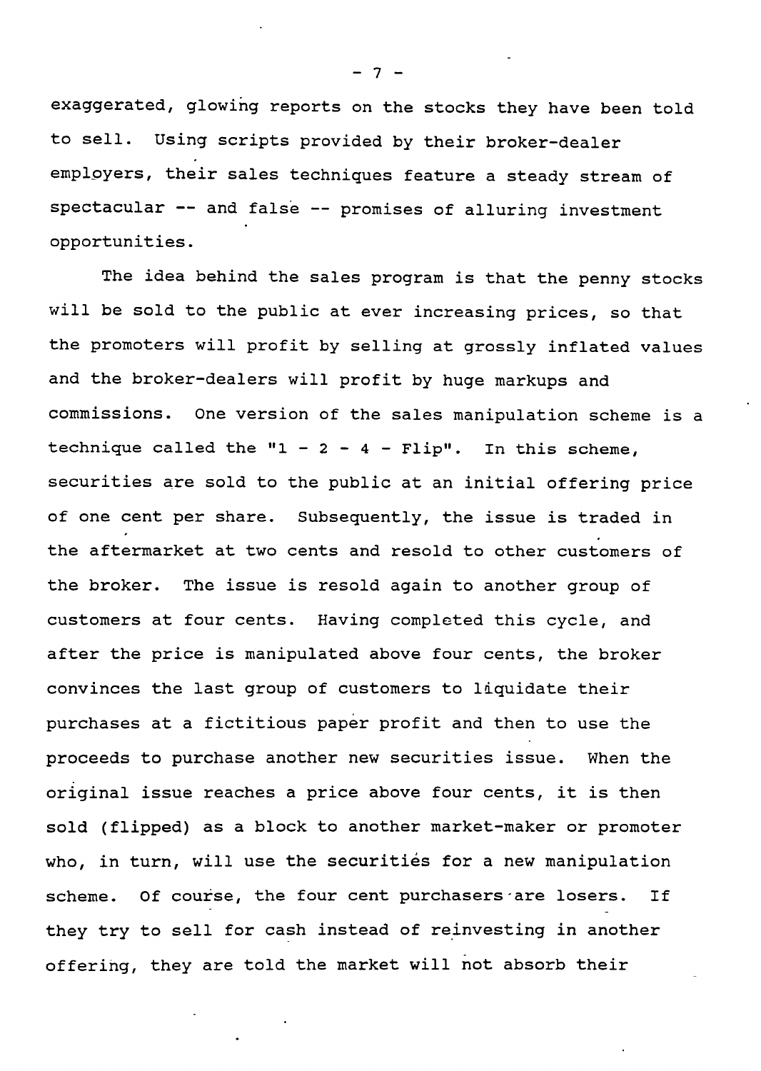exaggerated, glowing reports on the stocks they have been told to sell. Using scripts provided by their broker-dealer employers, their sales techniques feature a steady stream of spectacular -- and false -- promises of alluring investment opportunities.

The idea behind the sales program is that the penny stocks will be sold to the public at ever increasing prices, so that the promoters will profit by selling at grossly inflated values and the broker-dealers will profit by huge markups and commissions. One version of the sales manipulation scheme is a technique called the "1 - 2 - 4 - Flip". In this scheme, securities are sold to the public at an initial offering price of one cent per share. Subsequently, the issue is traded in the aftermarket at two cents and resold to other customers of the broker. The issue is resold again to another group of customers at four cents. Having completed this cycle, and after the price is manipulated above four cents, the broker convinces the last group of customers to liquidate their purchases at a fictitious paper profit and then to use the proceeds to purchase another new securities issue. When the original issue reaches a price above four cents, it is then sold (flipped) as a block to another market-maker or promoter who, in turn, will use the securities for a new manipulation scheme. Of course, the four cent purchasers are losers. If they try to sell for cash instead of reinvesting in another offering, they are told the market will not absorb their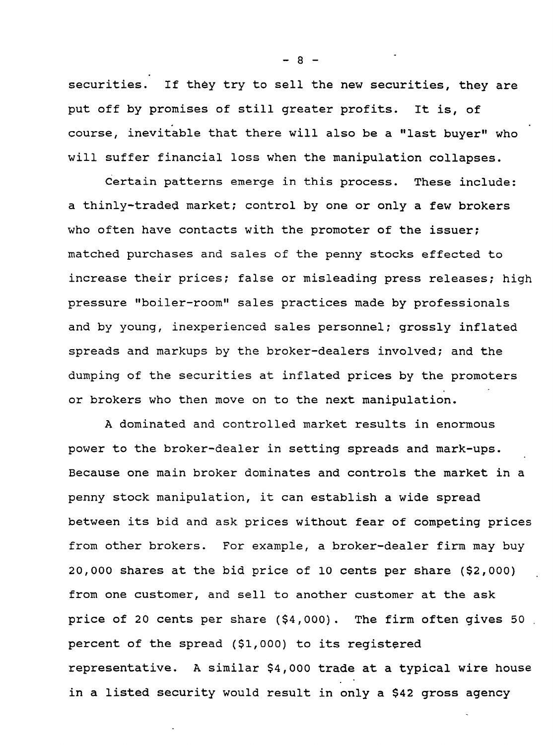securities. If they try to sell the new securities, they are put off by promises of still greater profits. It is, of course, inevitable that there will also be a "last buyer" who will suffer financial loss when the manipulation collapses.

Certain patterns emerge in this process. These include: a thinly-traded market; control by one or only a few brokers who often have contacts with the promoter of the issuer; matched purchases and sales of the penny stocks effected to increase their prices; false or misleading press releases; high pressure "boiler-room" sales practices made by professionals and by young, inexperienced sales personnel; grossly inflated spreads and markups by the broker-dealers involved; and the dumping of the securities at inflated prices by the promoters or brokers who then move on to the next manipulation.

A dominated and controlled market results in enormous power to the broker-dealer in setting spreads and mark-ups. Because one main broker dominates and controls the market in a penny stock manipulation, it can establish a wide spread between its bid and ask prices without fear of competing prices from other brokers. For example, a broker-dealer firm may buy 20,000 shares at the bid price of 10 cents per share ($2,000) from one customer, and sell to another customer at the ask price of 20 cents per share ($4,000). The firm often gives 50 percent of the spread ($1,000) to its registered representative. A similar $4,000 trade at a typical wire house in a listed security would result in only a $42 gross agency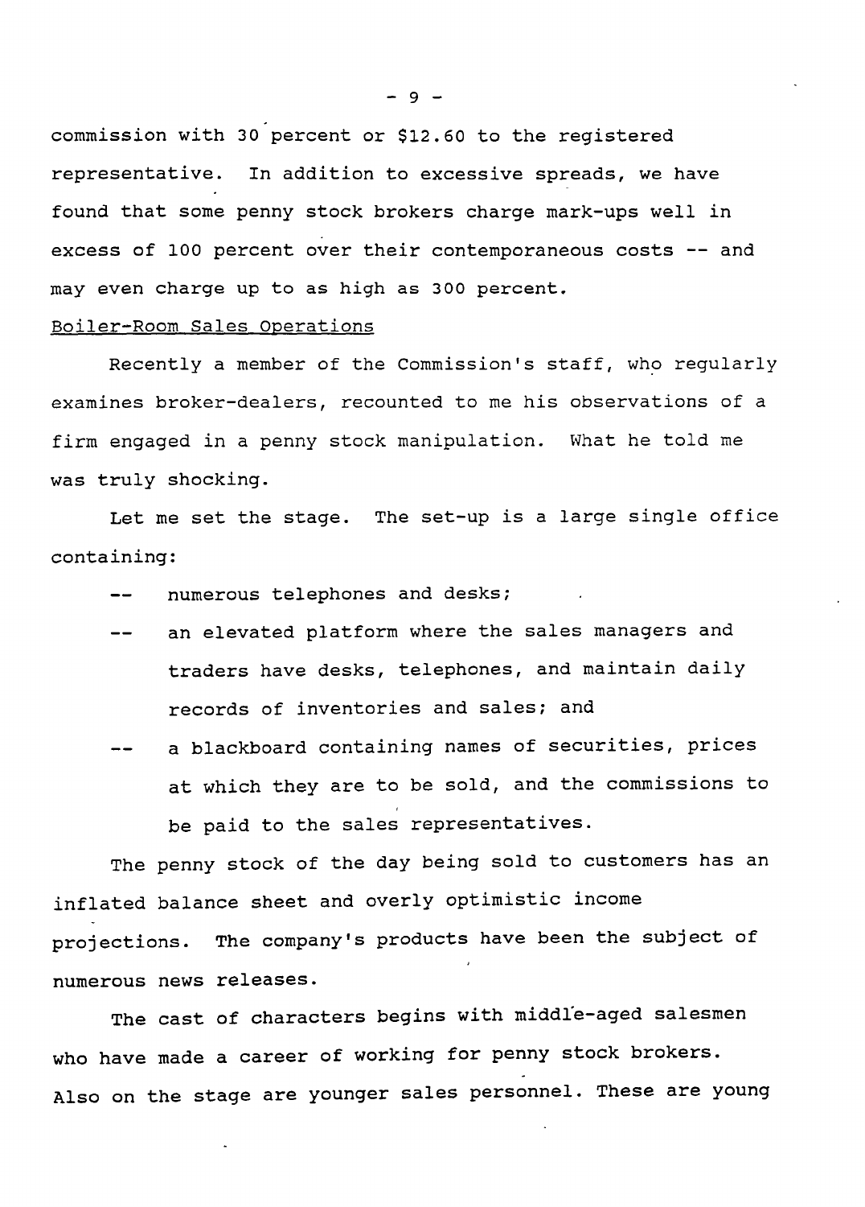commission with 30 percent or $12.60 to the registered representative. In addition to excessive spreads, we have found that some penny stock brokers charge mark-ups well in excess of 100 percent over their contemporaneous costs -- and may even charge up to as high as 300 percent.

<u>Boiler-Room Sales Operations</u>

Recently a member of the Commission's staff, who regularly examines broker-dealers, recounted to me his observations of a firm engaged in a penny stock manipulation. What he told me was truly shocking.

Let me set the stage. The set-up is a large single office containing:

-- numerous telephones and desks;

-- an elevated platform where the sales managers and traders have desks, telephones, and maintain daily records of inventories and sales; and

-- a blackboard containing names of securities, prices at which they are to be sold, and the commissions to be paid to the sales representatives.

The penny stock of the day being sold to customers has an inflated balance sheet and overly optimistic income projections. The company's products have been the subject of numerous news releases.

The cast of characters begins with middle-aged salesmen who have made a career of working for penny stock brokers. Also on the stage are younger sales personnel. These are young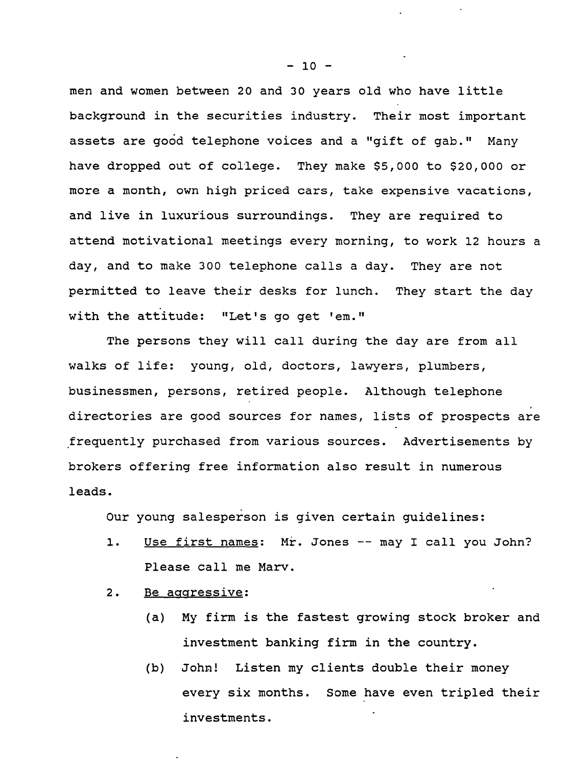men and women between 20 and 30 years old who have little background in the securities industry. Their most important assets are good telephone voices and a "gift of gab." Many have dropped out of college. They make $5,000 to $20,000 or more a month, own high priced cars, take expensive vacations, and live in luxurious surroundings. They are required to attend motivational meetings every morning, to work 12 hours a day, and to make 300 telephone calls a day. They are not permitted to leave their desks for lunch. They start the day with the attitude: "Let's go get 'em."

The persons they will call during the day are from all walks of life: young, old, doctors, lawyers, plumbers, businessmen, persons, retired people. Although telephone directories are good sources for names, lists of prospects are frequently purchased from various sources. Advertisements by brokers offering free information also result in numerous leads.

Our young salesperson is given certain guidelines:

1. Use first names: Mr. Jones -- may I call you John? Please call me Marv.
2. Be aggressive:
   (a) My firm is the fastest growing stock broker and investment banking firm in the country.
   (b) John! Listen my clients double their money every six months. Some have even tripled their investments.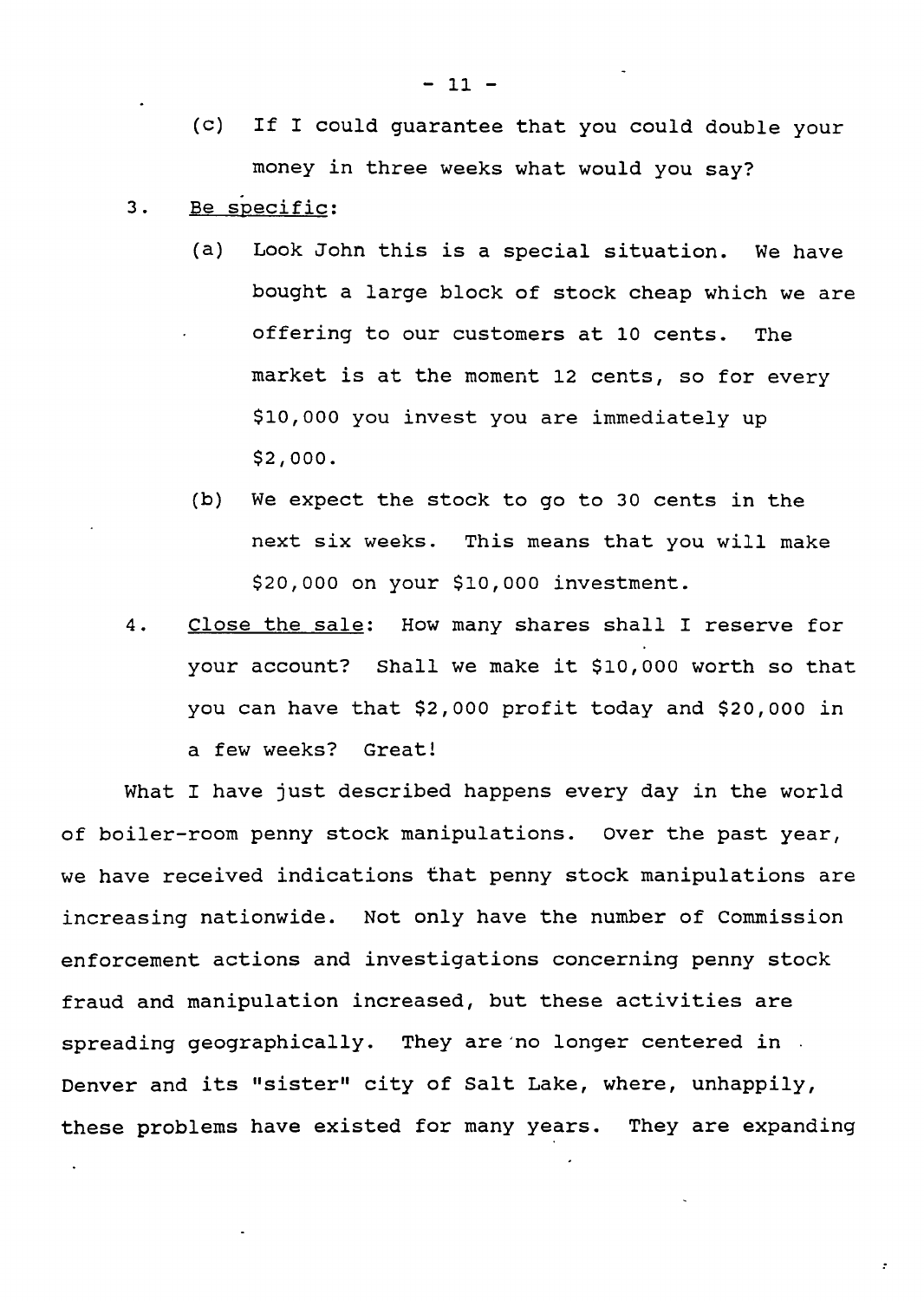(c) If I could guarantee that you could double your money in three weeks what would you say?

3. <u>Be specific</u>:

   (a) Look John this is a special situation. We have bought a large block of stock cheap which we are offering to our customers at 10 cents. The market is at the moment 12 cents, so for every $10,000 you invest you are immediately up $2,000.

   (b) We expect the stock to go to 30 cents in the next six weeks. This means that you will make $20,000 on your $10,000 investment.

4. <u>Close the sale</u>: How many shares shall I reserve for your account? Shall we make it $10,000 worth so that you can have that $2,000 profit today and $20,000 in a few weeks? Great!

What I have just described happens every day in the world of boiler-room penny stock manipulations. Over the past year, we have received indications that penny stock manipulations are increasing nationwide. Not only have the number of Commission enforcement actions and investigations concerning penny stock fraud and manipulation increased, but these activities are spreading geographically. They are no longer centered in Denver and its "sister" city of Salt Lake, where, unhappily, these problems have existed for many years. They are expanding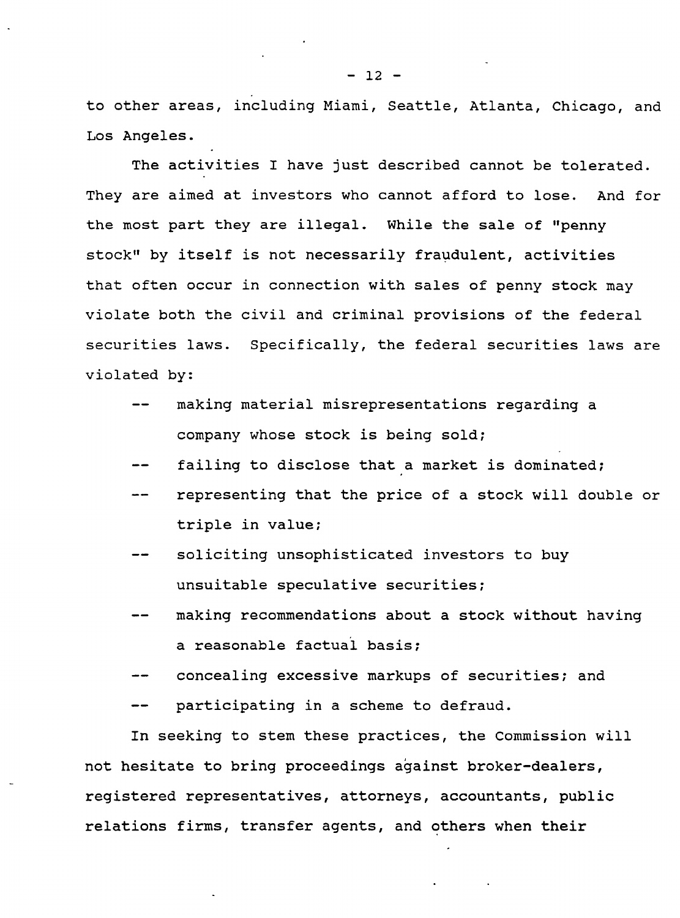to other areas, including Miami, Seattle, Atlanta, Chicago, and Los Angeles.

The activities I have just described cannot be tolerated. They are aimed at investors who cannot afford to lose. And for the most part they are illegal. While the sale of "penny stock" by itself is not necessarily fraudulent, activities that often occur in connection with sales of penny stock may violate both the civil and criminal provisions of the federal securities laws. Specifically, the federal securities laws are violated by:

- making material misrepresentations regarding a company whose stock is being sold;
- failing to disclose that a market is dominated;
- representing that the price of a stock will double or triple in value;
- soliciting unsophisticated investors to buy unsuitable speculative securities;
- making recommendations about a stock without having a reasonable factual basis;
- concealing excessive markups of securities; and
- participating in a scheme to defraud.

In seeking to stem these practices, the Commission will not hesitate to bring proceedings against broker-dealers, registered representatives, attorneys, accountants, public relations firms, transfer agents, and others when their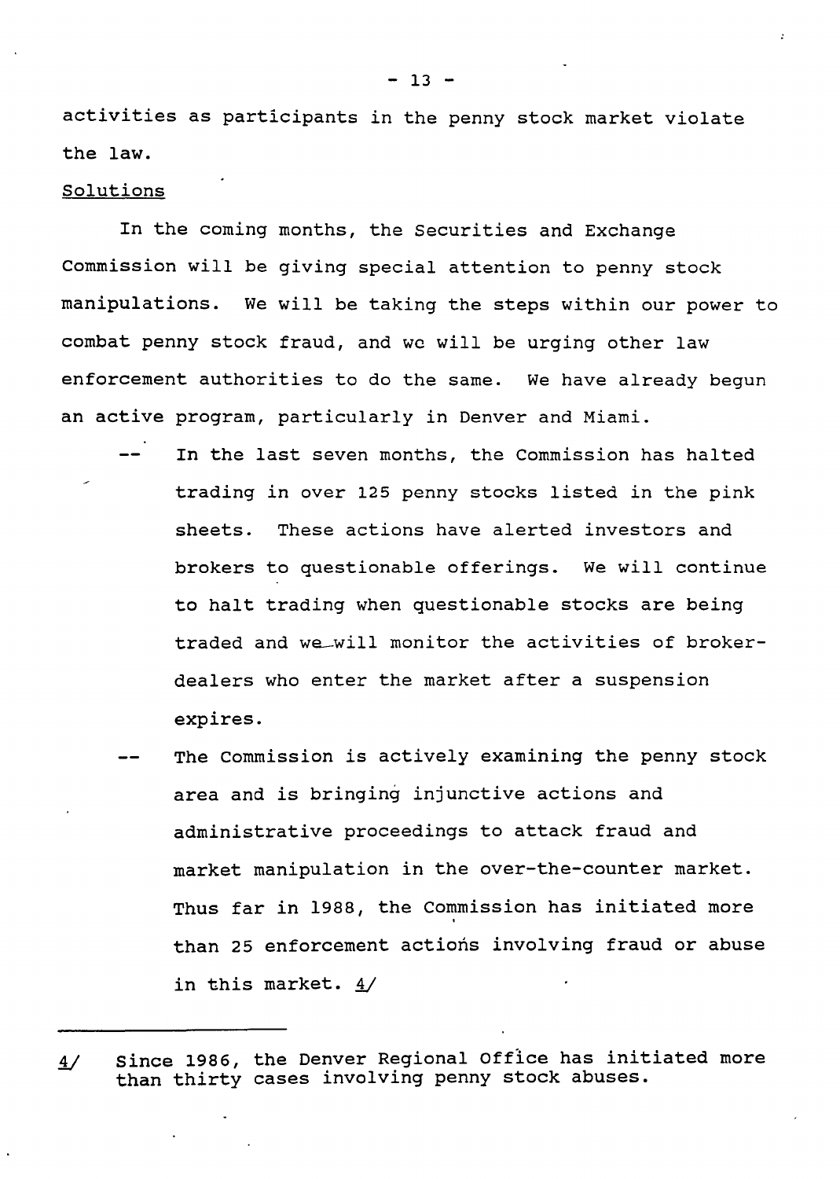activities as participants in the penny stock market violate the law.

Solutions

In the coming months, the Securities and Exchange Commission will be giving special attention to penny stock manipulations. We will be taking the steps within our power to combat penny stock fraud, and we will be urging other law enforcement authorities to do the same. We have already begun an active program, particularly in Denver and Miami.

- In the last seven months, the Commission has halted trading in over 125 penny stocks listed in the pink sheets. These actions have alerted investors and brokers to questionable offerings. We will continue to halt trading when questionable stocks are being traded and we will monitor the activities of broker-dealers who enter the market after a suspension expires.
- The Commission is actively examining the penny stock area and is bringing injunctive actions and administrative proceedings to attack fraud and market manipulation in the over-the-counter market. Thus far in 1988, the Commission has initiated more than 25 enforcement actions involving fraud or abuse in this market. 4/

---

4/ Since 1986, the Denver Regional Office has initiated more than thirty cases involving penny stock abuses.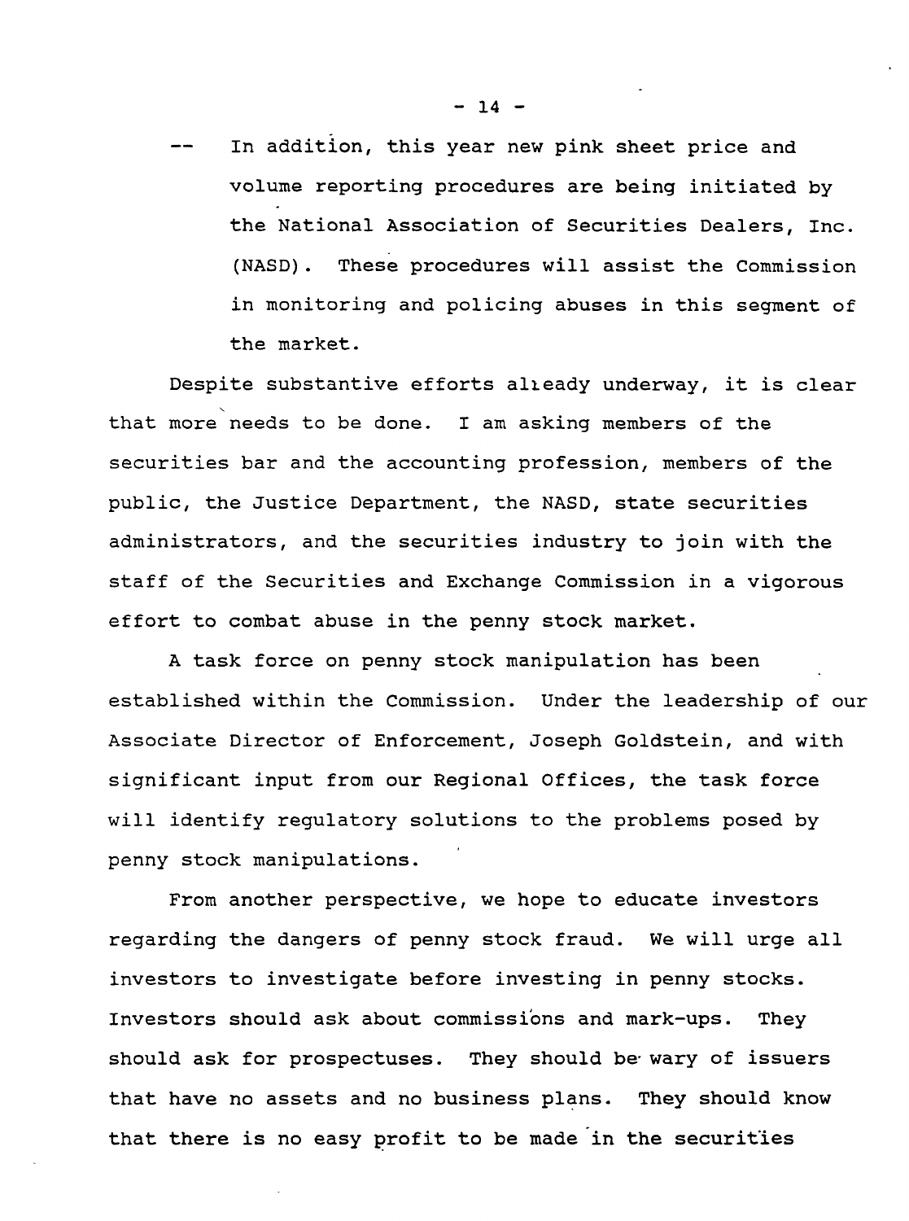-- In addition, this year new pink sheet price and volume reporting procedures are being initiated by the National Association of Securities Dealers, Inc. (NASD). These procedures will assist the Commission in monitoring and policing abuses in this segment of the market.

Despite substantive efforts already underway, it is clear that more needs to be done. I am asking members of the securities bar and the accounting profession, members of the public, the Justice Department, the NASD, state securities administrators, and the securities industry to join with the staff of the Securities and Exchange Commission in a vigorous effort to combat abuse in the penny stock market.

A task force on penny stock manipulation has been established within the Commission. Under the leadership of our Associate Director of Enforcement, Joseph Goldstein, and with significant input from our Regional Offices, the task force will identify regulatory solutions to the problems posed by penny stock manipulations.

From another perspective, we hope to educate investors regarding the dangers of penny stock fraud. We will urge all investors to investigate before investing in penny stocks. Investors should ask about commissions and mark-ups. They should ask for prospectuses. They should be wary of issuers that have no assets and no business plans. They should know that there is no easy profit to be made in the securities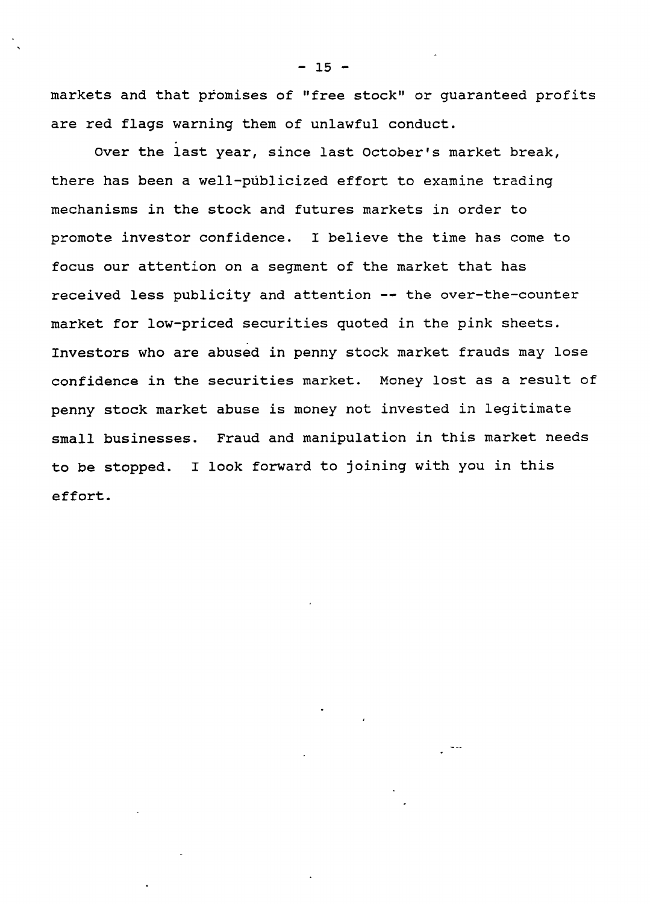markets and that promises of "free stock" or guaranteed profits are red flags warning them of unlawful conduct.

Over the last year, since last October's market break, there has been a well-publicized effort to examine trading mechanisms in the stock and futures markets in order to promote investor confidence. I believe the time has come to focus our attention on a segment of the market that has received less publicity and attention -- the over-the-counter market for low-priced securities quoted in the pink sheets. Investors who are abused in penny stock market frauds may lose confidence in the securities market. Money lost as a result of penny stock market abuse is money not invested in legitimate small businesses. Fraud and manipulation in this market needs to be stopped. I look forward to joining with you in this effort.